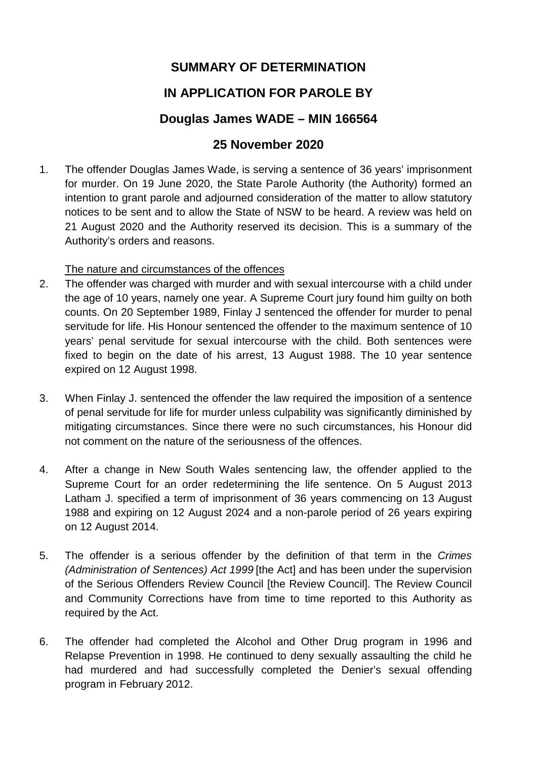# SUMMARY OF DETERMINATION

# IN APPLICATION FOR PAROLE BY

# Douglas James WADE – MIN 166564

# 25 November 2020

1. The offender Douglas James Wade, is serving a sentence of 36 years' imprisonment for murder. On 19 June 2020, the State Parole Authority (the Authority) formed an intention to grant parole and adjourned consideration of the matter to allow statutory notices to be sent and to allow the State of NSW to be heard. A review was held on 21 August 2020 and the Authority reserved its decision. This is a summary of the Authority's orders and reasons.

<u>The nature and circumstances of the offences</u>

2. The offender was charged with murder and with sexual intercourse with a child under the age of 10 years, namely one year. A Supreme Court jury found him guilty on both counts. On 20 September 1989, Finlay J sentenced the offender for murder to penal servitude for life. His Honour sentenced the offender to the maximum sentence of 10 years' penal servitude for sexual intercourse with the child. Both sentences were fixed to begin on the date of his arrest, 13 August 1988. The 10 year sentence expired on 12 August 1998.

3. When Finlay J. sentenced the offender the law required the imposition of a sentence of penal servitude for life for murder unless culpability was significantly diminished by mitigating circumstances. Since there were no such circumstances, his Honour did not comment on the nature of the seriousness of the offences.

4. After a change in New South Wales sentencing law, the offender applied to the Supreme Court for an order redetermining the life sentence. On 5 August 2013 Latham J. specified a term of imprisonment of 36 years commencing on 13 August 1988 and expiring on 12 August 2024 and a non-parole period of 26 years expiring on 12 August 2014.

5. The offender is a serious offender by the definition of that term in the *Crimes (Administration of Sentences) Act 1999* [the Act] and has been under the supervision of the Serious Offenders Review Council [the Review Council]. The Review Council and Community Corrections have from time to time reported to this Authority as required by the Act.

6. The offender had completed the Alcohol and Other Drug program in 1996 and Relapse Prevention in 1998. He continued to deny sexually assaulting the child he had murdered and had successfully completed the Denier's sexual offending program in February 2012.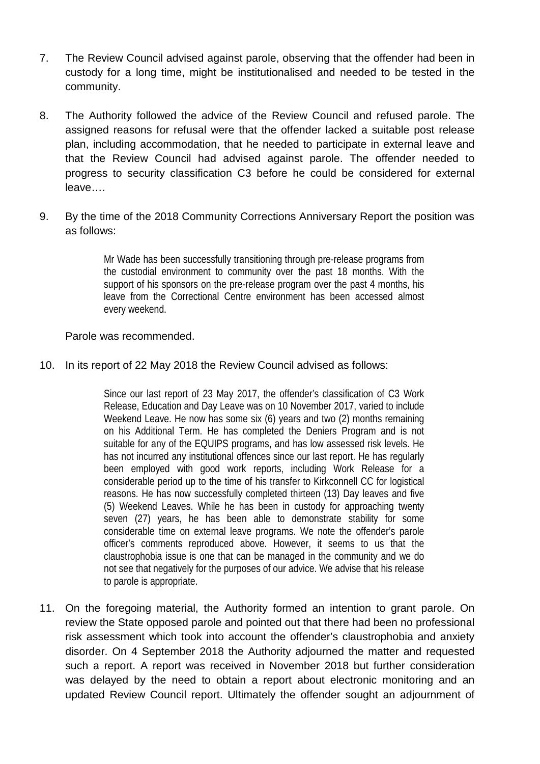7. The Review Council advised against parole, observing that the offender had been in custody for a long time, might be institutionalised and needed to be tested in the community.

8. The Authority followed the advice of the Review Council and refused parole. The assigned reasons for refusal were that the offender lacked a suitable post release plan, including accommodation, that he needed to participate in external leave and that the Review Council had advised against parole. The offender needed to progress to security classification C3 before he could be considered for external leave….

9. By the time of the 2018 Community Corrections Anniversary Report the position was as follows:

   > Mr Wade has been successfully transitioning through pre-release programs from the custodial environment to community over the past 18 months. With the support of his sponsors on the pre-release program over the past 4 months, his leave from the Correctional Centre environment has been accessed almost every weekend.

   Parole was recommended.

10. In its report of 22 May 2018 the Review Council advised as follows:

    > Since our last report of 23 May 2017, the offender's classification of C3 Work Release, Education and Day Leave was on 10 November 2017, varied to include Weekend Leave. He now has some six (6) years and two (2) months remaining on his Additional Term. He has completed the Deniers Program and is not suitable for any of the EQUIPS programs, and has low assessed risk levels. He has not incurred any institutional offences since our last report. He has regularly been employed with good work reports, including Work Release for a considerable period up to the time of his transfer to Kirkconnell CC for logistical reasons. He has now successfully completed thirteen (13) Day leaves and five (5) Weekend Leaves. While he has been in custody for approaching twenty seven (27) years, he has been able to demonstrate stability for some considerable time on external leave programs. We note the offender's parole officer's comments reproduced above. However, it seems to us that the claustrophobia issue is one that can be managed in the community and we do not see that negatively for the purposes of our advice. We advise that his release to parole is appropriate.

11. On the foregoing material, the Authority formed an intention to grant parole. On review the State opposed parole and pointed out that there had been no professional risk assessment which took into account the offender's claustrophobia and anxiety disorder. On 4 September 2018 the Authority adjourned the matter and requested such a report. A report was received in November 2018 but further consideration was delayed by the need to obtain a report about electronic monitoring and an updated Review Council report. Ultimately the offender sought an adjournment of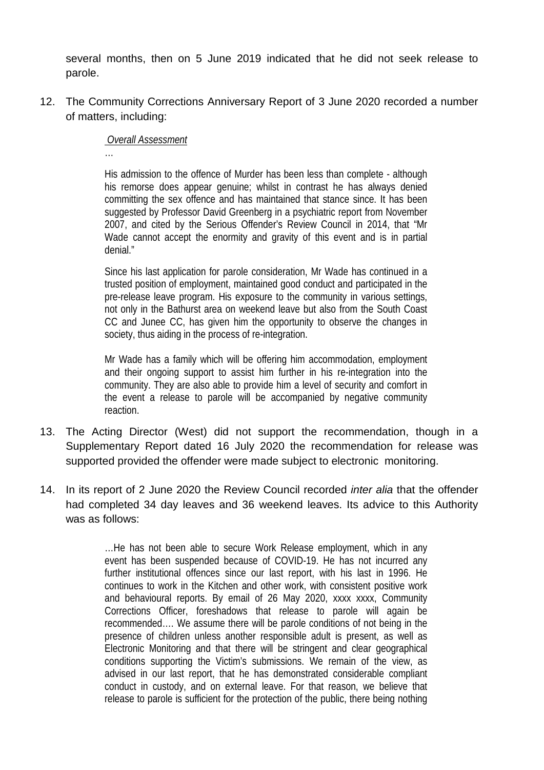several months, then on 5 June 2019 indicated that he did not seek release to parole.

12. The Community Corrections Anniversary Report of 3 June 2020 recorded a number of matters, including:

> *Overall Assessment*
>
> …
>
> His admission to the offence of Murder has been less than complete - although his remorse does appear genuine; whilst in contrast he has always denied committing the sex offence and has maintained that stance since. It has been suggested by Professor David Greenberg in a psychiatric report from November 2007, and cited by the Serious Offender's Review Council in 2014, that "Mr Wade cannot accept the enormity and gravity of this event and is in partial denial."
>
> Since his last application for parole consideration, Mr Wade has continued in a trusted position of employment, maintained good conduct and participated in the pre-release leave program. His exposure to the community in various settings, not only in the Bathurst area on weekend leave but also from the South Coast CC and Junee CC, has given him the opportunity to observe the changes in society, thus aiding in the process of re-integration.
>
> Mr Wade has a family which will be offering him accommodation, employment and their ongoing support to assist him further in his re-integration into the community. They are also able to provide him a level of security and comfort in the event a release to parole will be accompanied by negative community reaction.

13. The Acting Director (West) did not support the recommendation, though in a Supplementary Report dated 16 July 2020 the recommendation for release was supported provided the offender were made subject to electronic monitoring.

14. In its report of 2 June 2020 the Review Council recorded *inter alia* that the offender had completed 34 day leaves and 36 weekend leaves. Its advice to this Authority was as follows:

> …He has not been able to secure Work Release employment, which in any event has been suspended because of COVID-19. He has not incurred any further institutional offences since our last report, with his last in 1996. He continues to work in the Kitchen and other work, with consistent positive work and behavioural reports. By email of 26 May 2020, xxxx xxxx, Community Corrections Officer, foreshadows that release to parole will again be recommended…. We assume there will be parole conditions of not being in the presence of children unless another responsible adult is present, as well as Electronic Monitoring and that there will be stringent and clear geographical conditions supporting the Victim's submissions. We remain of the view, as advised in our last report, that he has demonstrated considerable compliant conduct in custody, and on external leave. For that reason, we believe that release to parole is sufficient for the protection of the public, there being nothing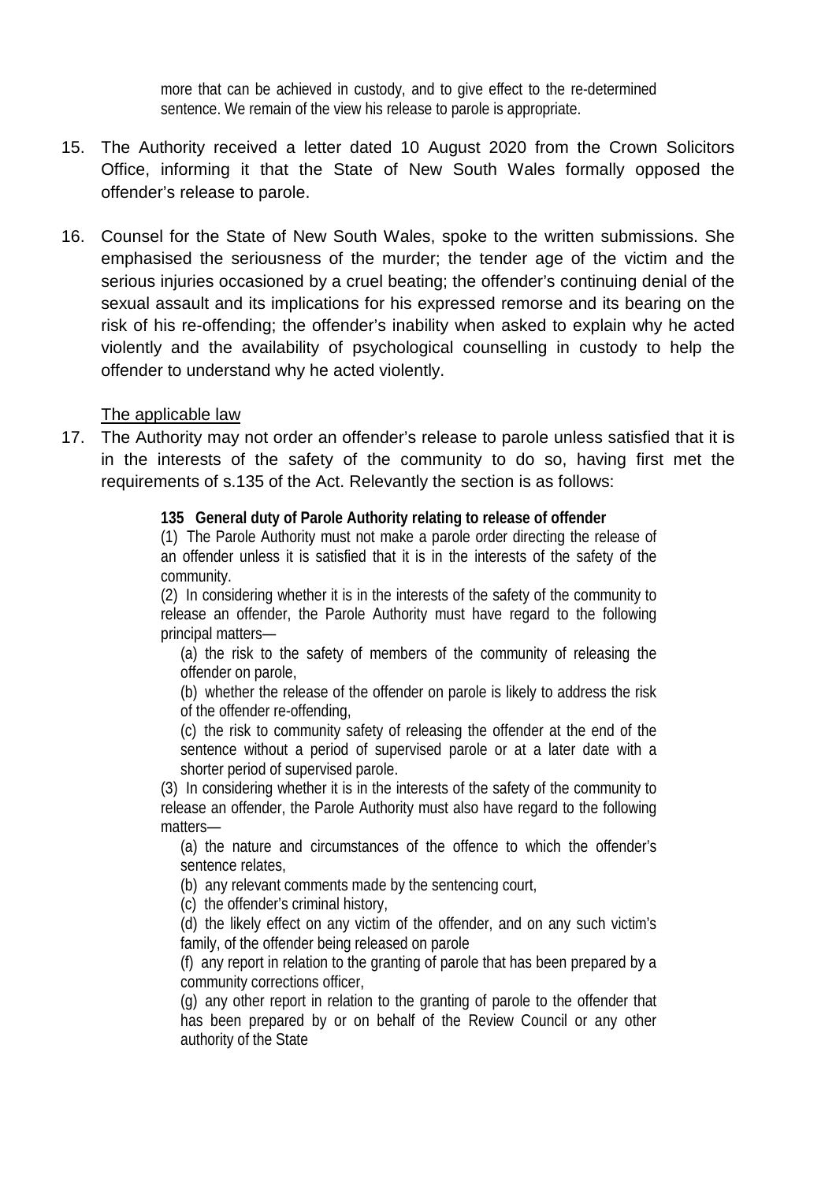> more that can be achieved in custody, and to give effect to the re-determined sentence. We remain of the view his release to parole is appropriate.

15. The Authority received a letter dated 10 August 2020 from the Crown Solicitors Office, informing it that the State of New South Wales formally opposed the offender's release to parole.

16. Counsel for the State of New South Wales, spoke to the written submissions. She emphasised the seriousness of the murder; the tender age of the victim and the serious injuries occasioned by a cruel beating; the offender's continuing denial of the sexual assault and its implications for his expressed remorse and its bearing on the risk of his re-offending; the offender's inability when asked to explain why he acted violently and the availability of psychological counselling in custody to help the offender to understand why he acted violently.

The applicable law

17. The Authority may not order an offender's release to parole unless satisfied that it is in the interests of the safety of the community to do so, having first met the requirements of s.135 of the Act. Relevantly the section is as follows:

> **135 General duty of Parole Authority relating to release of offender**
>
> (1) The Parole Authority must not make a parole order directing the release of an offender unless it is satisfied that it is in the interests of the safety of the community.
>
> (2) In considering whether it is in the interests of the safety of the community to release an offender, the Parole Authority must have regard to the following principal matters—
>
> (a) the risk to the safety of members of the community of releasing the offender on parole,
>
> (b) whether the release of the offender on parole is likely to address the risk of the offender re-offending,
>
> (c) the risk to community safety of releasing the offender at the end of the sentence without a period of supervised parole or at a later date with a shorter period of supervised parole.
>
> (3) In considering whether it is in the interests of the safety of the community to release an offender, the Parole Authority must also have regard to the following matters—
>
> (a) the nature and circumstances of the offence to which the offender's sentence relates,
>
> (b) any relevant comments made by the sentencing court,
>
> (c) the offender's criminal history,
>
> (d) the likely effect on any victim of the offender, and on any such victim's family, of the offender being released on parole
>
> (f) any report in relation to the granting of parole that has been prepared by a community corrections officer,
>
> (g) any other report in relation to the granting of parole to the offender that has been prepared by or on behalf of the Review Council or any other authority of the State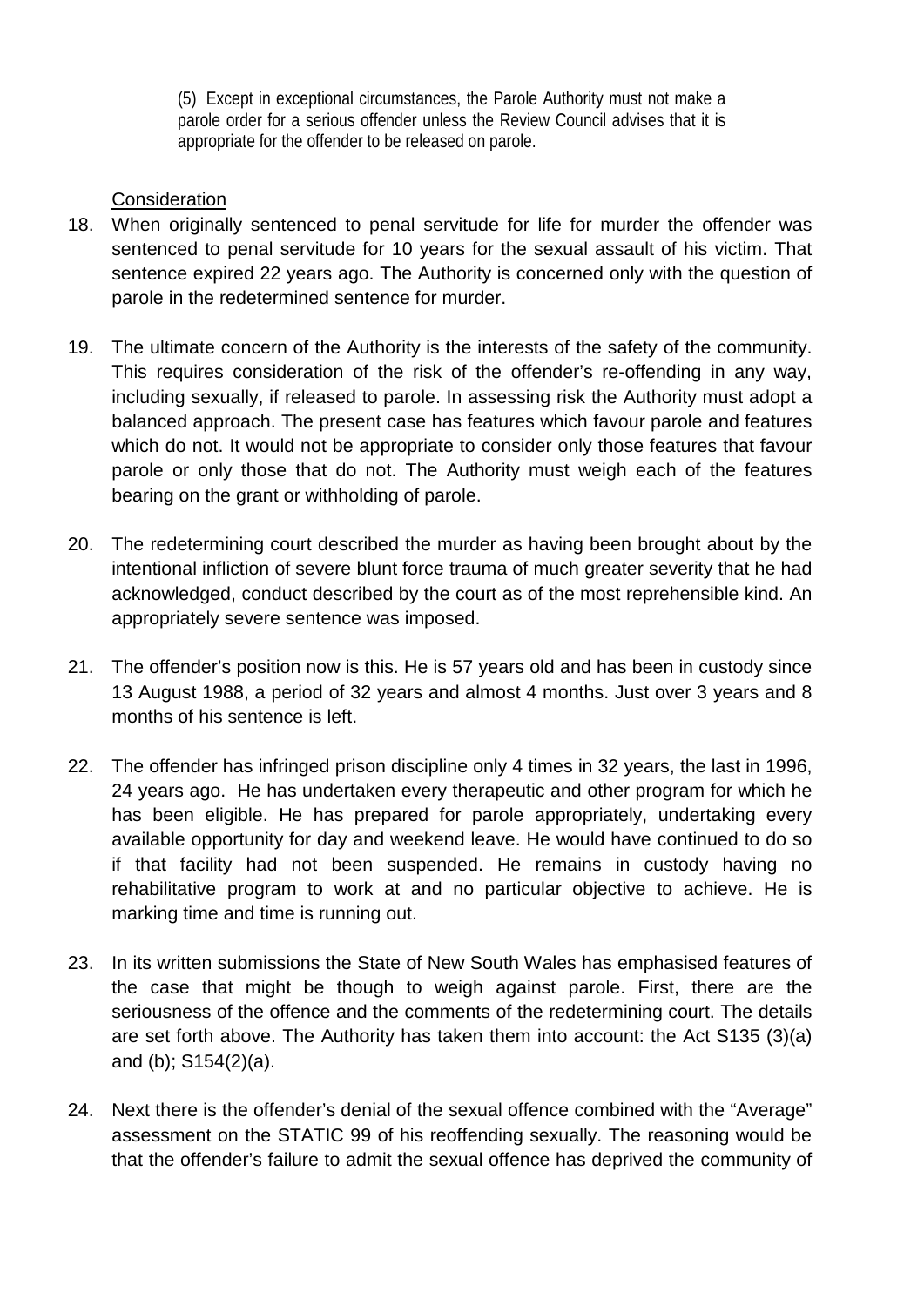> (5) Except in exceptional circumstances, the Parole Authority must not make a parole order for a serious offender unless the Review Council advises that it is appropriate for the offender to be released on parole.

Consideration

18. When originally sentenced to penal servitude for life for murder the offender was sentenced to penal servitude for 10 years for the sexual assault of his victim. That sentence expired 22 years ago. The Authority is concerned only with the question of parole in the redetermined sentence for murder.

19. The ultimate concern of the Authority is the interests of the safety of the community. This requires consideration of the risk of the offender's re-offending in any way, including sexually, if released to parole. In assessing risk the Authority must adopt a balanced approach. The present case has features which favour parole and features which do not. It would not be appropriate to consider only those features that favour parole or only those that do not. The Authority must weigh each of the features bearing on the grant or withholding of parole.

20. The redetermining court described the murder as having been brought about by the intentional infliction of severe blunt force trauma of much greater severity that he had acknowledged, conduct described by the court as of the most reprehensible kind. An appropriately severe sentence was imposed.

21. The offender's position now is this. He is 57 years old and has been in custody since 13 August 1988, a period of 32 years and almost 4 months. Just over 3 years and 8 months of his sentence is left.

22. The offender has infringed prison discipline only 4 times in 32 years, the last in 1996, 24 years ago. He has undertaken every therapeutic and other program for which he has been eligible. He has prepared for parole appropriately, undertaking every available opportunity for day and weekend leave. He would have continued to do so if that facility had not been suspended. He remains in custody having no rehabilitative program to work at and no particular objective to achieve. He is marking time and time is running out.

23. In its written submissions the State of New South Wales has emphasised features of the case that might be though to weigh against parole. First, there are the seriousness of the offence and the comments of the redetermining court. The details are set forth above. The Authority has taken them into account: the Act S135 (3)(a) and (b); S154(2)(a).

24. Next there is the offender's denial of the sexual offence combined with the "Average" assessment on the STATIC 99 of his reoffending sexually. The reasoning would be that the offender's failure to admit the sexual offence has deprived the community of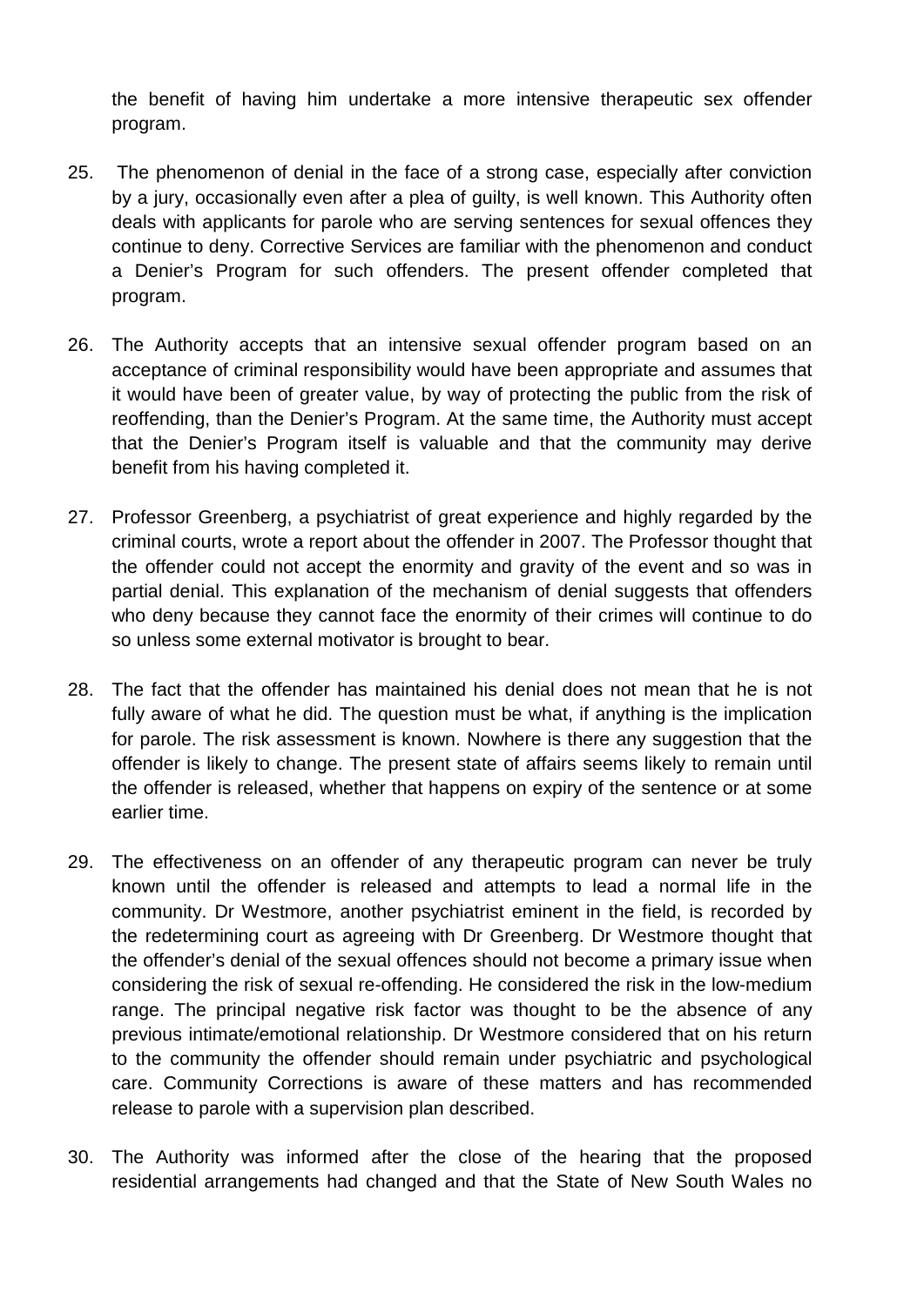the benefit of having him undertake a more intensive therapeutic sex offender program.

25. The phenomenon of denial in the face of a strong case, especially after conviction by a jury, occasionally even after a plea of guilty, is well known. This Authority often deals with applicants for parole who are serving sentences for sexual offences they continue to deny. Corrective Services are familiar with the phenomenon and conduct a Denier's Program for such offenders. The present offender completed that program.

26. The Authority accepts that an intensive sexual offender program based on an acceptance of criminal responsibility would have been appropriate and assumes that it would have been of greater value, by way of protecting the public from the risk of reoffending, than the Denier's Program. At the same time, the Authority must accept that the Denier's Program itself is valuable and that the community may derive benefit from his having completed it.

27. Professor Greenberg, a psychiatrist of great experience and highly regarded by the criminal courts, wrote a report about the offender in 2007. The Professor thought that the offender could not accept the enormity and gravity of the event and so was in partial denial. This explanation of the mechanism of denial suggests that offenders who deny because they cannot face the enormity of their crimes will continue to do so unless some external motivator is brought to bear.

28. The fact that the offender has maintained his denial does not mean that he is not fully aware of what he did. The question must be what, if anything is the implication for parole. The risk assessment is known. Nowhere is there any suggestion that the offender is likely to change. The present state of affairs seems likely to remain until the offender is released, whether that happens on expiry of the sentence or at some earlier time.

29. The effectiveness on an offender of any therapeutic program can never be truly known until the offender is released and attempts to lead a normal life in the community. Dr Westmore, another psychiatrist eminent in the field, is recorded by the redetermining court as agreeing with Dr Greenberg. Dr Westmore thought that the offender's denial of the sexual offences should not become a primary issue when considering the risk of sexual re-offending. He considered the risk in the low-medium range. The principal negative risk factor was thought to be the absence of any previous intimate/emotional relationship. Dr Westmore considered that on his return to the community the offender should remain under psychiatric and psychological care. Community Corrections is aware of these matters and has recommended release to parole with a supervision plan described.

30. The Authority was informed after the close of the hearing that the proposed residential arrangements had changed and that the State of New South Wales no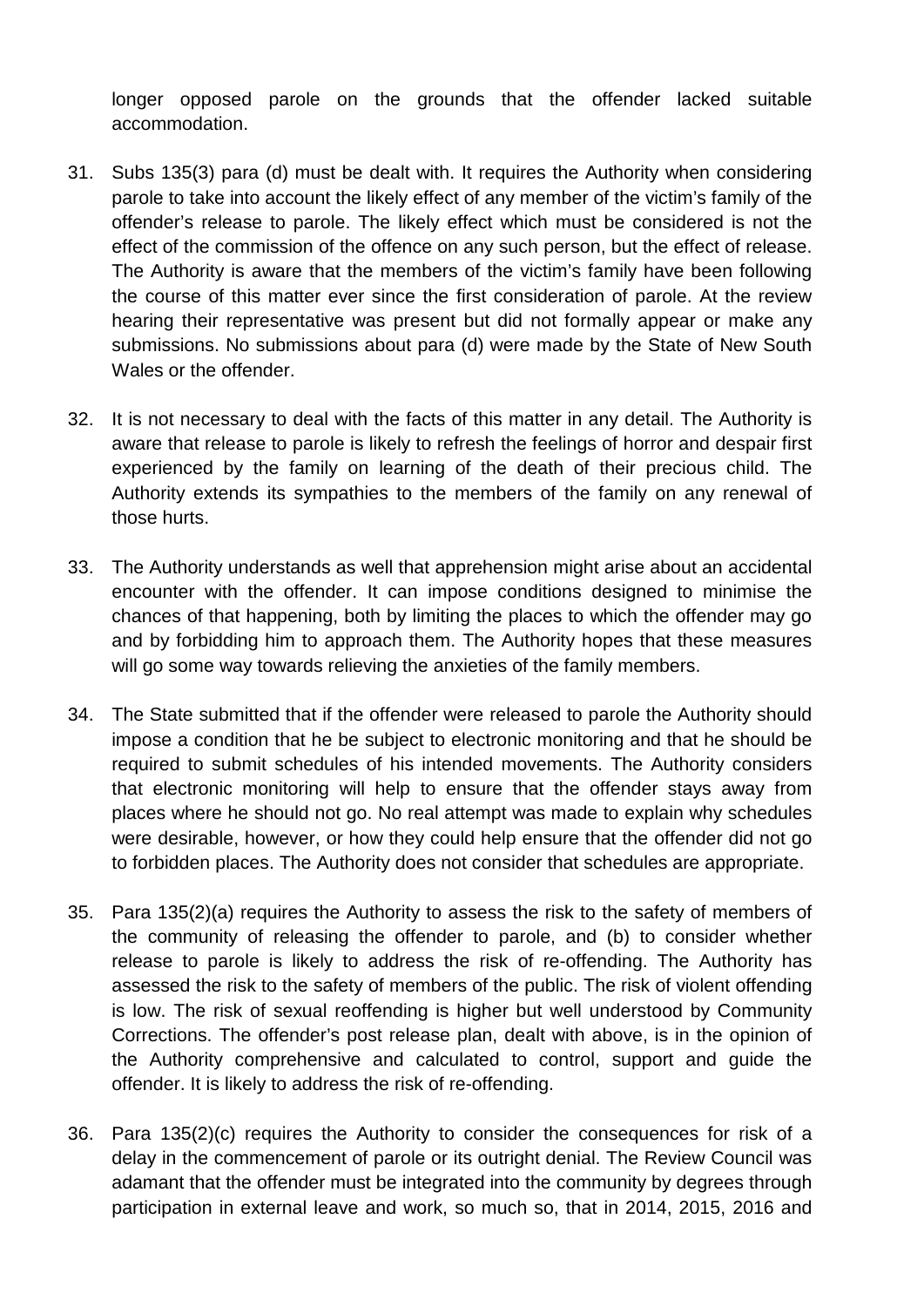longer opposed parole on the grounds that the offender lacked suitable accommodation.

31. Subs 135(3) para (d) must be dealt with. It requires the Authority when considering parole to take into account the likely effect of any member of the victim's family of the offender's release to parole. The likely effect which must be considered is not the effect of the commission of the offence on any such person, but the effect of release. The Authority is aware that the members of the victim's family have been following the course of this matter ever since the first consideration of parole. At the review hearing their representative was present but did not formally appear or make any submissions. No submissions about para (d) were made by the State of New South Wales or the offender.

32. It is not necessary to deal with the facts of this matter in any detail. The Authority is aware that release to parole is likely to refresh the feelings of horror and despair first experienced by the family on learning of the death of their precious child. The Authority extends its sympathies to the members of the family on any renewal of those hurts.

33. The Authority understands as well that apprehension might arise about an accidental encounter with the offender. It can impose conditions designed to minimise the chances of that happening, both by limiting the places to which the offender may go and by forbidding him to approach them. The Authority hopes that these measures will go some way towards relieving the anxieties of the family members.

34. The State submitted that if the offender were released to parole the Authority should impose a condition that he be subject to electronic monitoring and that he should be required to submit schedules of his intended movements. The Authority considers that electronic monitoring will help to ensure that the offender stays away from places where he should not go. No real attempt was made to explain why schedules were desirable, however, or how they could help ensure that the offender did not go to forbidden places. The Authority does not consider that schedules are appropriate.

35. Para 135(2)(a) requires the Authority to assess the risk to the safety of members of the community of releasing the offender to parole, and (b) to consider whether release to parole is likely to address the risk of re-offending. The Authority has assessed the risk to the safety of members of the public. The risk of violent offending is low. The risk of sexual reoffending is higher but well understood by Community Corrections. The offender's post release plan, dealt with above, is in the opinion of the Authority comprehensive and calculated to control, support and guide the offender. It is likely to address the risk of re-offending.

36. Para 135(2)(c) requires the Authority to consider the consequences for risk of a delay in the commencement of parole or its outright denial. The Review Council was adamant that the offender must be integrated into the community by degrees through participation in external leave and work, so much so, that in 2014, 2015, 2016 and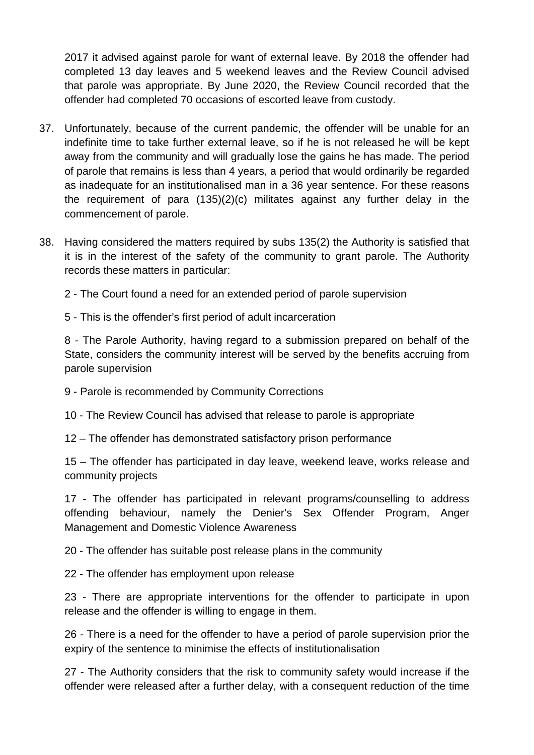2017 it advised against parole for want of external leave. By 2018 the offender had completed 13 day leaves and 5 weekend leaves and the Review Council advised that parole was appropriate. By June 2020, the Review Council recorded that the offender had completed 70 occasions of escorted leave from custody.

37. Unfortunately, because of the current pandemic, the offender will be unable for an indefinite time to take further external leave, so if he is not released he will be kept away from the community and will gradually lose the gains he has made. The period of parole that remains is less than 4 years, a period that would ordinarily be regarded as inadequate for an institutionalised man in a 36 year sentence. For these reasons the requirement of para (135)(2)(c) militates against any further delay in the commencement of parole.

38. Having considered the matters required by subs 135(2) the Authority is satisfied that it is in the interest of the safety of the community to grant parole. The Authority records these matters in particular:

    2 - The Court found a need for an extended period of parole supervision

    5 - This is the offender's first period of adult incarceration

    8 - The Parole Authority, having regard to a submission prepared on behalf of the State, considers the community interest will be served by the benefits accruing from parole supervision

    9 - Parole is recommended by Community Corrections

    10 - The Review Council has advised that release to parole is appropriate

    12 – The offender has demonstrated satisfactory prison performance

    15 – The offender has participated in day leave, weekend leave, works release and community projects

    17 - The offender has participated in relevant programs/counselling to address offending behaviour, namely the Denier's Sex Offender Program, Anger Management and Domestic Violence Awareness

    20 - The offender has suitable post release plans in the community

    22 - The offender has employment upon release

    23 - There are appropriate interventions for the offender to participate in upon release and the offender is willing to engage in them.

    26 - There is a need for the offender to have a period of parole supervision prior the expiry of the sentence to minimise the effects of institutionalisation

    27 - The Authority considers that the risk to community safety would increase if the offender were released after a further delay, with a consequent reduction of the time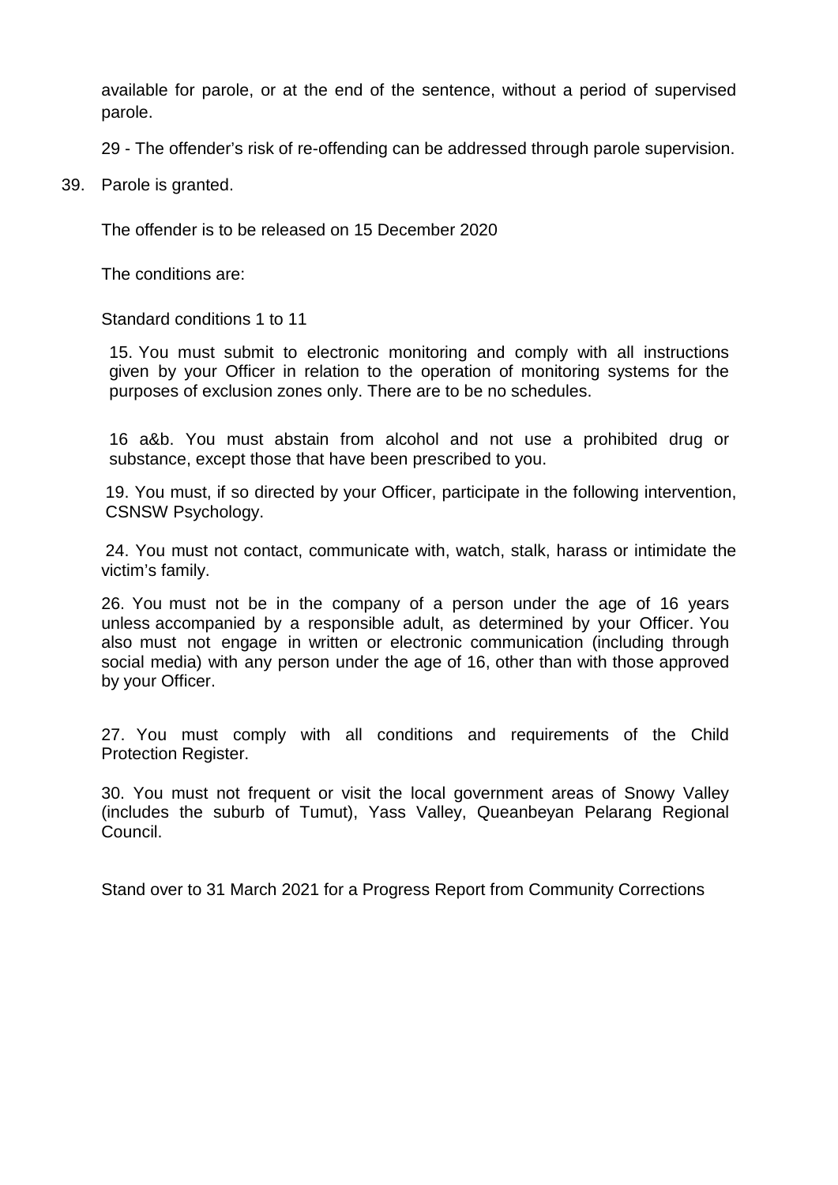available for parole, or at the end of the sentence, without a period of supervised parole.

29 - The offender's risk of re-offending can be addressed through parole supervision.

39. Parole is granted.

The offender is to be released on 15 December 2020

The conditions are:

Standard conditions 1 to 11

15. You must submit to electronic monitoring and comply with all instructions given by your Officer in relation to the operation of monitoring systems for the purposes of exclusion zones only. There are to be no schedules.

16 a&b. You must abstain from alcohol and not use a prohibited drug or substance, except those that have been prescribed to you.

19. You must, if so directed by your Officer, participate in the following intervention, CSNSW Psychology.

24. You must not contact, communicate with, watch, stalk, harass or intimidate the victim's family.

26. You must not be in the company of a person under the age of 16 years unless accompanied by a responsible adult, as determined by your Officer. You also must not engage in written or electronic communication (including through social media) with any person under the age of 16, other than with those approved by your Officer.

27. You must comply with all conditions and requirements of the Child Protection Register.

30. You must not frequent or visit the local government areas of Snowy Valley (includes the suburb of Tumut), Yass Valley, Queanbeyan Pelarang Regional Council.

Stand over to 31 March 2021 for a Progress Report from Community Corrections